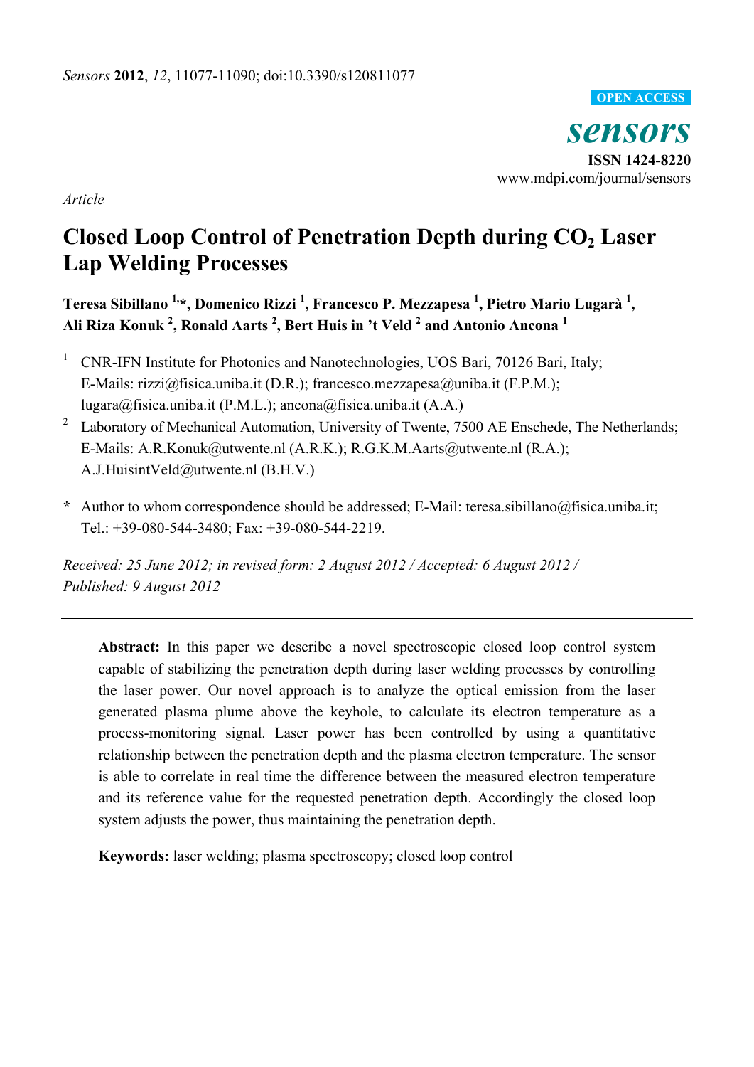*Article*

# Closed Loop Control of Penetration Depth during $CO_2$ Laser Lap Welding Processes

**Teresa Sibillano [1,*], Domenico Rizzi [1], Francesco P. Mezzapesa [1], Pietro Mario Lugarà [1], Ali Riza Konuk [2], Ronald Aarts [2], Bert Huis in 't Veld [2] and Antonio Ancona [1]**

[1] CNR-IFN Institute for Photonics and Nanotechnologies, UOS Bari, 70126 Bari, Italy; E-Mails: rizzi@fisica.uniba.it (D.R.); francesco.mezzapesa@uniba.it (F.P.M.); lugara@fisica.uniba.it (P.M.L.); ancona@fisica.uniba.it (A.A.)

[2] Laboratory of Mechanical Automation, University of Twente, 7500 AE Enschede, The Netherlands; E-Mails: A.R.Konuk@utwente.nl (A.R.K.); R.G.K.M.Aarts@utwente.nl (R.A.); A.J.HuisintVeld@utwente.nl (B.H.V.)

**\*** Author to whom correspondence should be addressed; E-Mail: teresa.sibillano@fisica.uniba.it; Tel.: +39-080-544-3480; Fax: +39-080-544-2219.

*Received: 25 June 2012; in revised form: 2 August 2012 / Accepted: 6 August 2012 / Published: 9 August 2012*

---

**Abstract:** In this paper we describe a novel spectroscopic closed loop control system capable of stabilizing the penetration depth during laser welding processes by controlling the laser power. Our novel approach is to analyze the optical emission from the laser generated plasma plume above the keyhole, to calculate its electron temperature as a process-monitoring signal. Laser power has been controlled by using a quantitative relationship between the penetration depth and the plasma electron temperature. The sensor is able to correlate in real time the difference between the measured electron temperature and its reference value for the requested penetration depth. Accordingly the closed loop system adjusts the power, thus maintaining the penetration depth.

**Keywords:** laser welding; plasma spectroscopy; closed loop control

---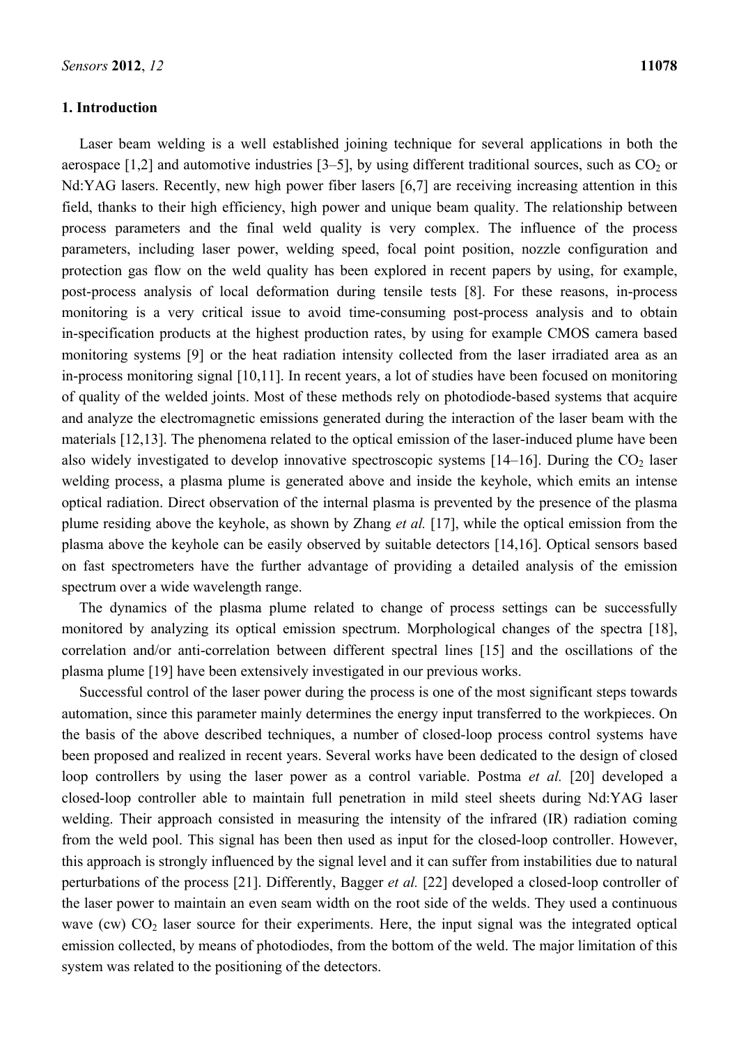## 1. Introduction

Laser beam welding is a well established joining technique for several applications in both the aerospace [1,2] and automotive industries [3–5], by using different traditional sources, such as $CO_2$ or Nd:YAG lasers. Recently, new high power fiber lasers [6,7] are receiving increasing attention in this field, thanks to their high efficiency, high power and unique beam quality. The relationship between process parameters and the final weld quality is very complex. The influence of the process parameters, including laser power, welding speed, focal point position, nozzle configuration and protection gas flow on the weld quality has been explored in recent papers by using, for example, post-process analysis of local deformation during tensile tests [8]. For these reasons, in-process monitoring is a very critical issue to avoid time-consuming post-process analysis and to obtain in-specification products at the highest production rates, by using for example CMOS camera based monitoring systems [9] or the heat radiation intensity collected from the laser irradiated area as an in-process monitoring signal [10,11]. In recent years, a lot of studies have been focused on monitoring of quality of the welded joints. Most of these methods rely on photodiode-based systems that acquire and analyze the electromagnetic emissions generated during the interaction of the laser beam with the materials [12,13]. The phenomena related to the optical emission of the laser-induced plume have been also widely investigated to develop innovative spectroscopic systems [14–16]. During the $CO_2$ laser welding process, a plasma plume is generated above and inside the keyhole, which emits an intense optical radiation. Direct observation of the internal plasma is prevented by the presence of the plasma plume residing above the keyhole, as shown by Zhang *et al.* [17], while the optical emission from the plasma above the keyhole can be easily observed by suitable detectors [14,16]. Optical sensors based on fast spectrometers have the further advantage of providing a detailed analysis of the emission spectrum over a wide wavelength range.

The dynamics of the plasma plume related to change of process settings can be successfully monitored by analyzing its optical emission spectrum. Morphological changes of the spectra [18], correlation and/or anti-correlation between different spectral lines [15] and the oscillations of the plasma plume [19] have been extensively investigated in our previous works.

Successful control of the laser power during the process is one of the most significant steps towards automation, since this parameter mainly determines the energy input transferred to the workpieces. On the basis of the above described techniques, a number of closed-loop process control systems have been proposed and realized in recent years. Several works have been dedicated to the design of closed loop controllers by using the laser power as a control variable. Postma *et al.* [20] developed a closed-loop controller able to maintain full penetration in mild steel sheets during Nd:YAG laser welding. Their approach consisted in measuring the intensity of the infrared (IR) radiation coming from the weld pool. This signal has been then used as input for the closed-loop controller. However, this approach is strongly influenced by the signal level and it can suffer from instabilities due to natural perturbations of the process [21]. Differently, Bagger *et al.* [22] developed a closed-loop controller of the laser power to maintain an even seam width on the root side of the welds. They used a continuous wave (cw) $CO_2$ laser source for their experiments. Here, the input signal was the integrated optical emission collected, by means of photodiodes, from the bottom of the weld. The major limitation of this system was related to the positioning of the detectors.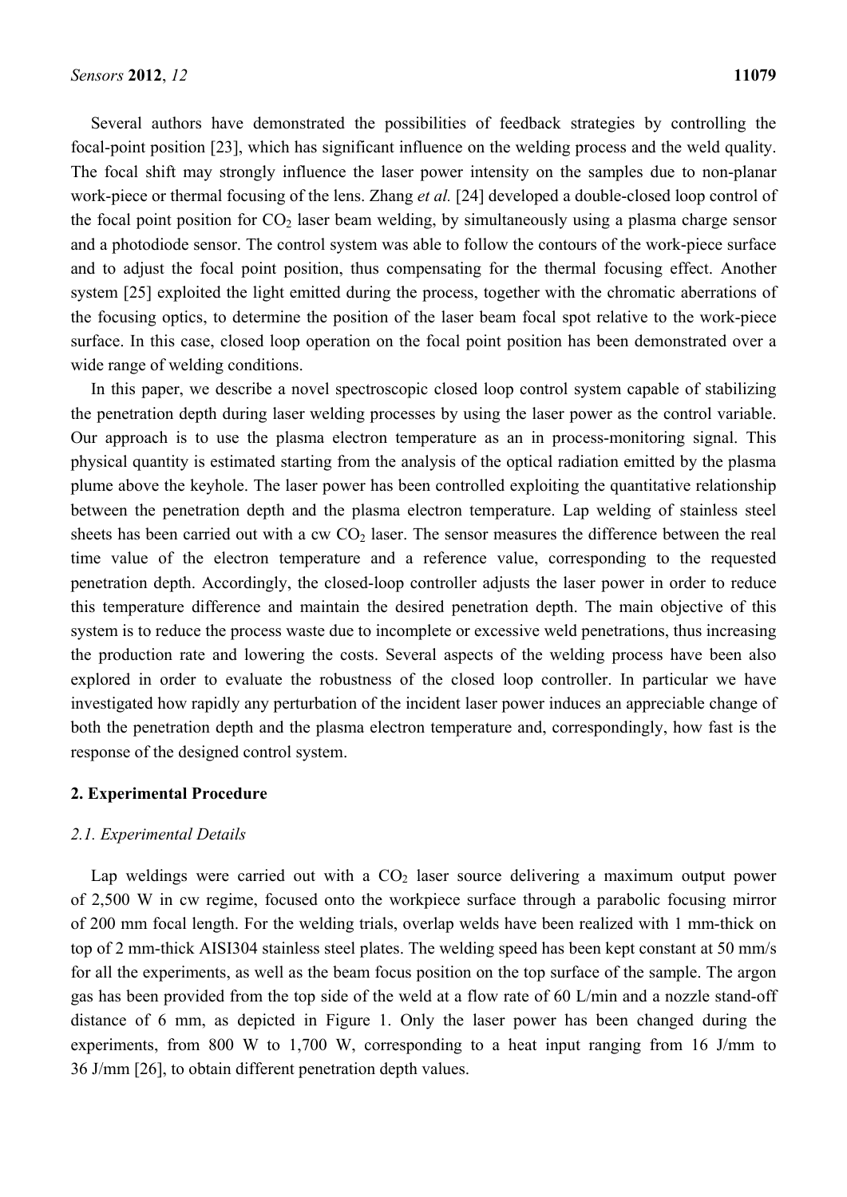Several authors have demonstrated the possibilities of feedback strategies by controlling the focal-point position [23], which has significant influence on the welding process and the weld quality. The focal shift may strongly influence the laser power intensity on the samples due to non-planar work-piece or thermal focusing of the lens. Zhang *et al.* [24] developed a double-closed loop control of the focal point position for $CO_2$ laser beam welding, by simultaneously using a plasma charge sensor and a photodiode sensor. The control system was able to follow the contours of the work-piece surface and to adjust the focal point position, thus compensating for the thermal focusing effect. Another system [25] exploited the light emitted during the process, together with the chromatic aberrations of the focusing optics, to determine the position of the laser beam focal spot relative to the work-piece surface. In this case, closed loop operation on the focal point position has been demonstrated over a wide range of welding conditions.

In this paper, we describe a novel spectroscopic closed loop control system capable of stabilizing the penetration depth during laser welding processes by using the laser power as the control variable. Our approach is to use the plasma electron temperature as an in process-monitoring signal. This physical quantity is estimated starting from the analysis of the optical radiation emitted by the plasma plume above the keyhole. The laser power has been controlled exploiting the quantitative relationship between the penetration depth and the plasma electron temperature. Lap welding of stainless steel sheets has been carried out with a cw $CO_2$ laser. The sensor measures the difference between the real time value of the electron temperature and a reference value, corresponding to the requested penetration depth. Accordingly, the closed-loop controller adjusts the laser power in order to reduce this temperature difference and maintain the desired penetration depth. The main objective of this system is to reduce the process waste due to incomplete or excessive weld penetrations, thus increasing the production rate and lowering the costs. Several aspects of the welding process have been also explored in order to evaluate the robustness of the closed loop controller. In particular we have investigated how rapidly any perturbation of the incident laser power induces an appreciable change of both the penetration depth and the plasma electron temperature and, correspondingly, how fast is the response of the designed control system.

## 2. Experimental Procedure

### 2.1. Experimental Details

Lap weldings were carried out with a $CO_2$ laser source delivering a maximum output power of 2,500 W in cw regime, focused onto the workpiece surface through a parabolic focusing mirror of 200 mm focal length. For the welding trials, overlap welds have been realized with 1 mm-thick on top of 2 mm-thick AISI304 stainless steel plates. The welding speed has been kept constant at 50 mm/s for all the experiments, as well as the beam focus position on the top surface of the sample. The argon gas has been provided from the top side of the weld at a flow rate of 60 L/min and a nozzle stand-off distance of 6 mm, as depicted in Figure 1. Only the laser power has been changed during the experiments, from 800 W to 1,700 W, corresponding to a heat input ranging from 16 J/mm to 36 J/mm [26], to obtain different penetration depth values.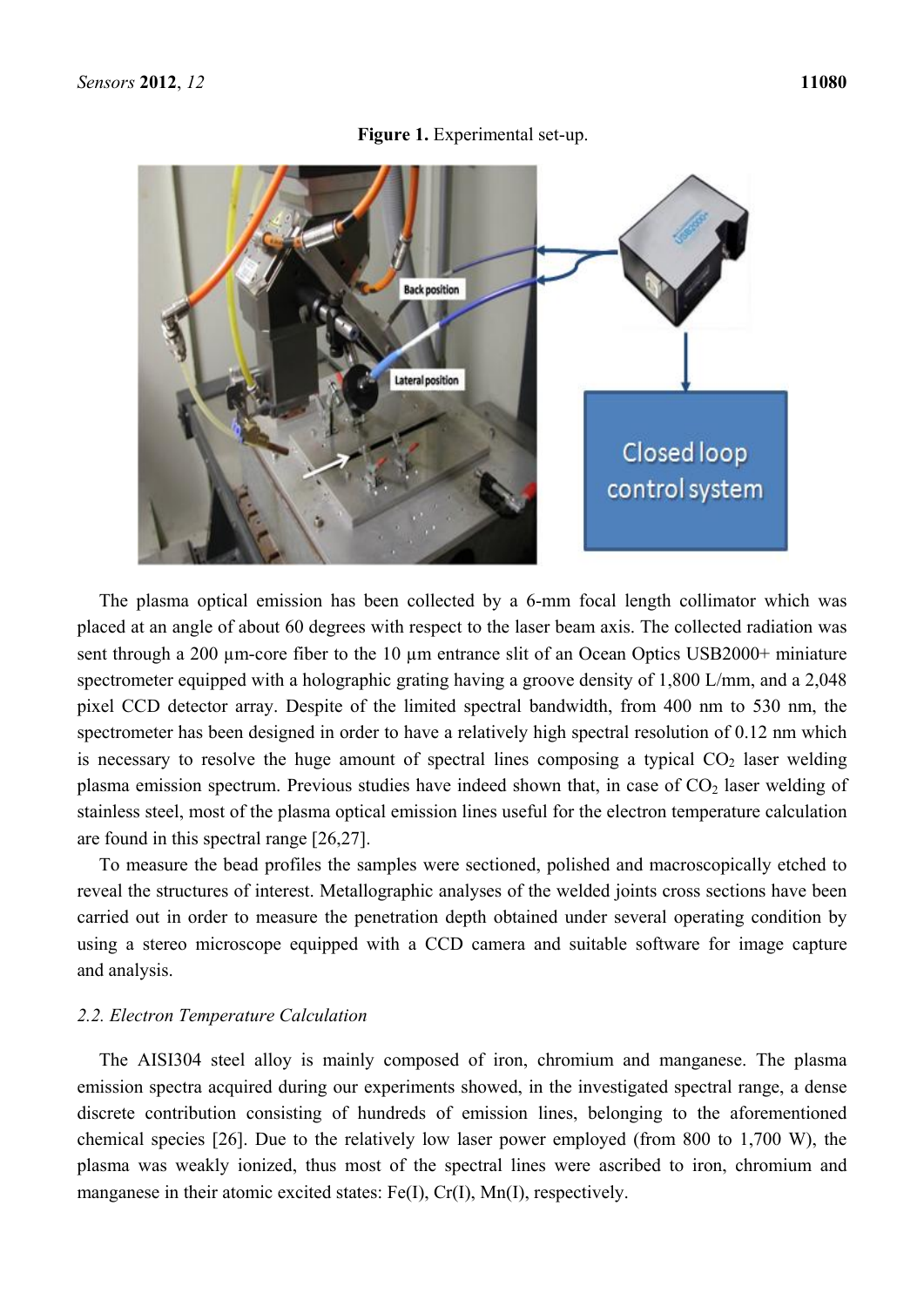**Figure 1.** Experimental set-up.

The plasma optical emission has been collected by a 6-mm focal length collimator which was placed at an angle of about 60 degrees with respect to the laser beam axis. The collected radiation was sent through a 200 µm-core fiber to the 10 µm entrance slit of an Ocean Optics USB2000+ miniature spectrometer equipped with a holographic grating having a groove density of 1,800 L/mm, and a 2,048 pixel CCD detector array. Despite of the limited spectral bandwidth, from 400 nm to 530 nm, the spectrometer has been designed in order to have a relatively high spectral resolution of 0.12 nm which is necessary to resolve the huge amount of spectral lines composing a typical $CO_2$ laser welding plasma emission spectrum. Previous studies have indeed shown that, in case of $CO_2$ laser welding of stainless steel, most of the plasma optical emission lines useful for the electron temperature calculation are found in this spectral range [26,27].

To measure the bead profiles the samples were sectioned, polished and macroscopically etched to reveal the structures of interest. Metallographic analyses of the welded joints cross sections have been carried out in order to measure the penetration depth obtained under several operating condition by using a stereo microscope equipped with a CCD camera and suitable software for image capture and analysis.

### *2.2. Electron Temperature Calculation*

The AISI304 steel alloy is mainly composed of iron, chromium and manganese. The plasma emission spectra acquired during our experiments showed, in the investigated spectral range, a dense discrete contribution consisting of hundreds of emission lines, belonging to the aforementioned chemical species [26]. Due to the relatively low laser power employed (from 800 to 1,700 W), the plasma was weakly ionized, thus most of the spectral lines were ascribed to iron, chromium and manganese in their atomic excited states: Fe(I), Cr(I), Mn(I), respectively.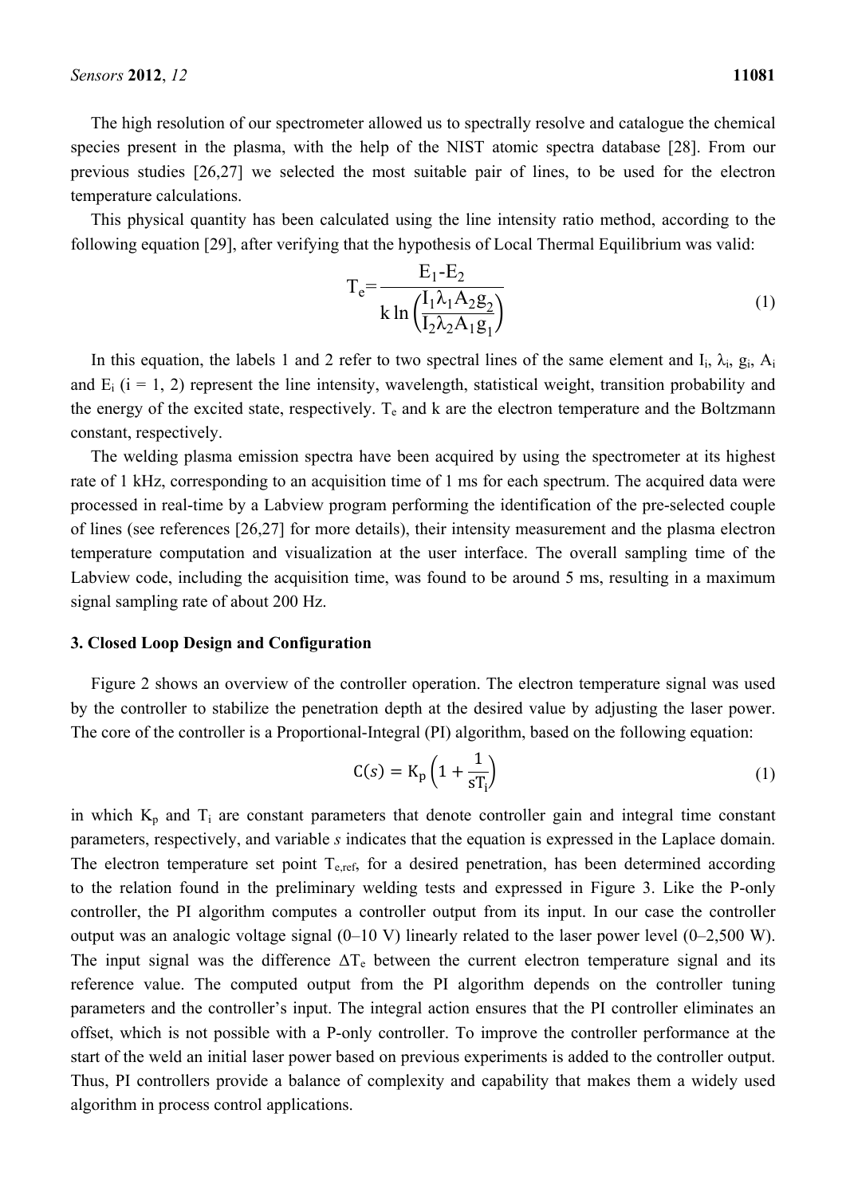The high resolution of our spectrometer allowed us to spectrally resolve and catalogue the chemical species present in the plasma, with the help of the NIST atomic spectra database [28]. From our previous studies [26,27] we selected the most suitable pair of lines, to be used for the electron temperature calculations.

This physical quantity has been calculated using the line intensity ratio method, according to the following equation [29], after verifying that the hypothesis of Local Thermal Equilibrium was valid:

$$T_e = \frac{E_1 - E_2}{k \ln\left(\frac{I_1 \lambda_1 A_2 g_2}{I_2 \lambda_2 A_1 g_1}\right)} \tag{1}$$

In this equation, the labels 1 and 2 refer to two spectral lines of the same element and $I_i$, $\lambda_i$, $g_i$, $A_i$ and $E_i$ ($i = 1, 2$) represent the line intensity, wavelength, statistical weight, transition probability and the energy of the excited state, respectively. $T_e$ and k are the electron temperature and the Boltzmann constant, respectively.

The welding plasma emission spectra have been acquired by using the spectrometer at its highest rate of 1 kHz, corresponding to an acquisition time of 1 ms for each spectrum. The acquired data were processed in real-time by a Labview program performing the identification of the pre-selected couple of lines (see references [26,27] for more details), their intensity measurement and the plasma electron temperature computation and visualization at the user interface. The overall sampling time of the Labview code, including the acquisition time, was found to be around 5 ms, resulting in a maximum signal sampling rate of about 200 Hz.

## 3. Closed Loop Design and Configuration

Figure 2 shows an overview of the controller operation. The electron temperature signal was used by the controller to stabilize the penetration depth at the desired value by adjusting the laser power. The core of the controller is a Proportional-Integral (PI) algorithm, based on the following equation:

$$C(s) = K_p \left(1 + \frac{1}{sT_i}\right) \tag{1}$$

in which $K_p$ and $T_i$ are constant parameters that denote controller gain and integral time constant parameters, respectively, and variable *s* indicates that the equation is expressed in the Laplace domain. The electron temperature set point $T_{e,ref}$, for a desired penetration, has been determined according to the relation found in the preliminary welding tests and expressed in Figure 3. Like the P-only controller, the PI algorithm computes a controller output from its input. In our case the controller output was an analogic voltage signal (0–10 V) linearly related to the laser power level (0–2,500 W). The input signal was the difference $\Delta T_e$ between the current electron temperature signal and its reference value. The computed output from the PI algorithm depends on the controller tuning parameters and the controller's input. The integral action ensures that the PI controller eliminates an offset, which is not possible with a P-only controller. To improve the controller performance at the start of the weld an initial laser power based on previous experiments is added to the controller output. Thus, PI controllers provide a balance of complexity and capability that makes them a widely used algorithm in process control applications.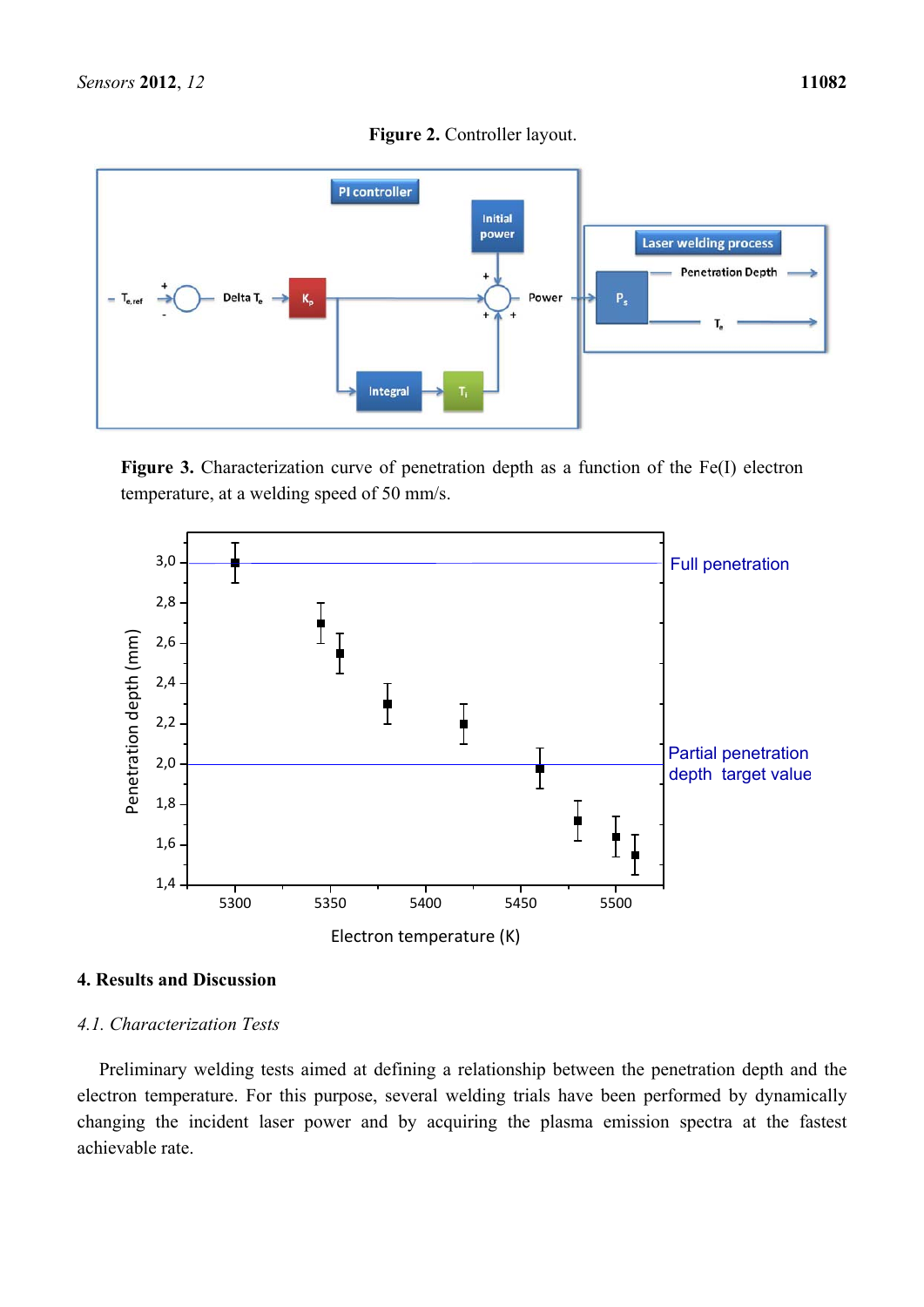**Figure 2.** Controller layout.

**Figure 3.** Characterization curve of penetration depth as a function of the Fe(I) electron temperature, at a welding speed of 50 mm/s.

## 4. Results and Discussion

### *4.1. Characterization Tests*

Preliminary welding tests aimed at defining a relationship between the penetration depth and the electron temperature. For this purpose, several welding trials have been performed by dynamically changing the incident laser power and by acquiring the plasma emission spectra at the fastest achievable rate.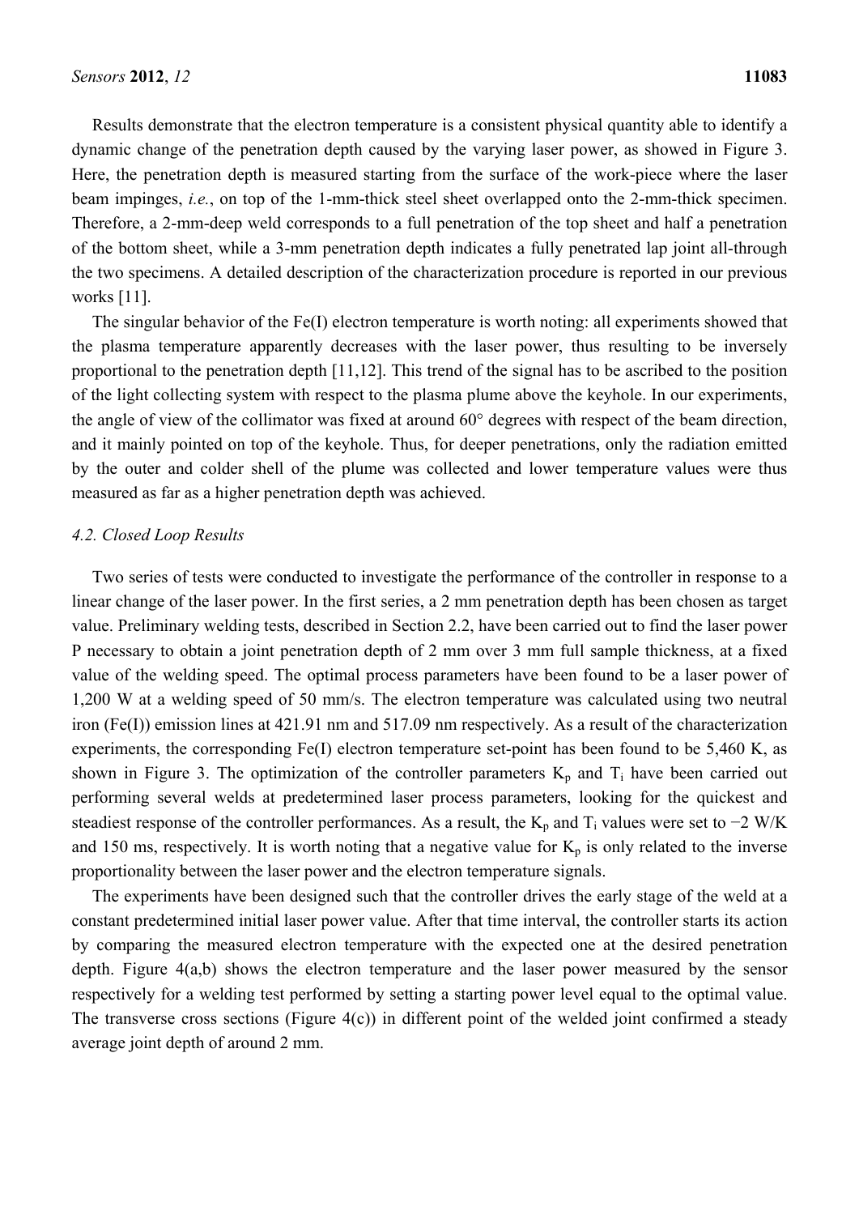Results demonstrate that the electron temperature is a consistent physical quantity able to identify a dynamic change of the penetration depth caused by the varying laser power, as showed in Figure 3. Here, the penetration depth is measured starting from the surface of the work-piece where the laser beam impinges, *i.e.*, on top of the 1-mm-thick steel sheet overlapped onto the 2-mm-thick specimen. Therefore, a 2-mm-deep weld corresponds to a full penetration of the top sheet and half a penetration of the bottom sheet, while a 3-mm penetration depth indicates a fully penetrated lap joint all-through the two specimens. A detailed description of the characterization procedure is reported in our previous works [11].

The singular behavior of the Fe(I) electron temperature is worth noting: all experiments showed that the plasma temperature apparently decreases with the laser power, thus resulting to be inversely proportional to the penetration depth [11,12]. This trend of the signal has to be ascribed to the position of the light collecting system with respect to the plasma plume above the keyhole. In our experiments, the angle of view of the collimator was fixed at around 60° degrees with respect of the beam direction, and it mainly pointed on top of the keyhole. Thus, for deeper penetrations, only the radiation emitted by the outer and colder shell of the plume was collected and lower temperature values were thus measured as far as a higher penetration depth was achieved.

### *4.2. Closed Loop Results*

Two series of tests were conducted to investigate the performance of the controller in response to a linear change of the laser power. In the first series, a 2 mm penetration depth has been chosen as target value. Preliminary welding tests, described in Section 2.2, have been carried out to find the laser power P necessary to obtain a joint penetration depth of 2 mm over 3 mm full sample thickness, at a fixed value of the welding speed. The optimal process parameters have been found to be a laser power of 1,200 W at a welding speed of 50 mm/s. The electron temperature was calculated using two neutral iron (Fe(I)) emission lines at 421.91 nm and 517.09 nm respectively. As a result of the characterization experiments, the corresponding Fe(I) electron temperature set-point has been found to be 5,460 K, as shown in Figure 3. The optimization of the controller parameters $K_p$ and $T_i$ have been carried out performing several welds at predetermined laser process parameters, looking for the quickest and steadiest response of the controller performances. As a result, the $K_p$ and $T_i$ values were set to −2 W/K and 150 ms, respectively. It is worth noting that a negative value for $K_p$ is only related to the inverse proportionality between the laser power and the electron temperature signals.

The experiments have been designed such that the controller drives the early stage of the weld at a constant predetermined initial laser power value. After that time interval, the controller starts its action by comparing the measured electron temperature with the expected one at the desired penetration depth. Figure 4(a,b) shows the electron temperature and the laser power measured by the sensor respectively for a welding test performed by setting a starting power level equal to the optimal value. The transverse cross sections (Figure 4(c)) in different point of the welded joint confirmed a steady average joint depth of around 2 mm.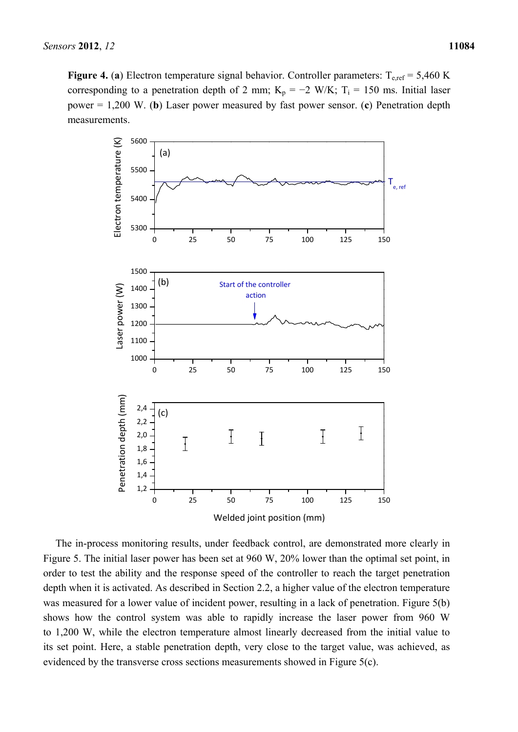**Figure 4.** (**a**) Electron temperature signal behavior. Controller parameters: $T_{e,ref}$ = 5,460 K corresponding to a penetration depth of 2 mm; $K_p$ = −2 W/K; $T_i$ = 150 ms. Initial laser power = 1,200 W. (**b**) Laser power measured by fast power sensor. (**c**) Penetration depth measurements.

The in-process monitoring results, under feedback control, are demonstrated more clearly in Figure 5. The initial laser power has been set at 960 W, 20% lower than the optimal set point, in order to test the ability and the response speed of the controller to reach the target penetration depth when it is activated. As described in Section 2.2, a higher value of the electron temperature was measured for a lower value of incident power, resulting in a lack of penetration. Figure 5(b) shows how the control system was able to rapidly increase the laser power from 960 W to 1,200 W, while the electron temperature almost linearly decreased from the initial value to its set point. Here, a stable penetration depth, very close to the target value, was achieved, as evidenced by the transverse cross sections measurements showed in Figure 5(c).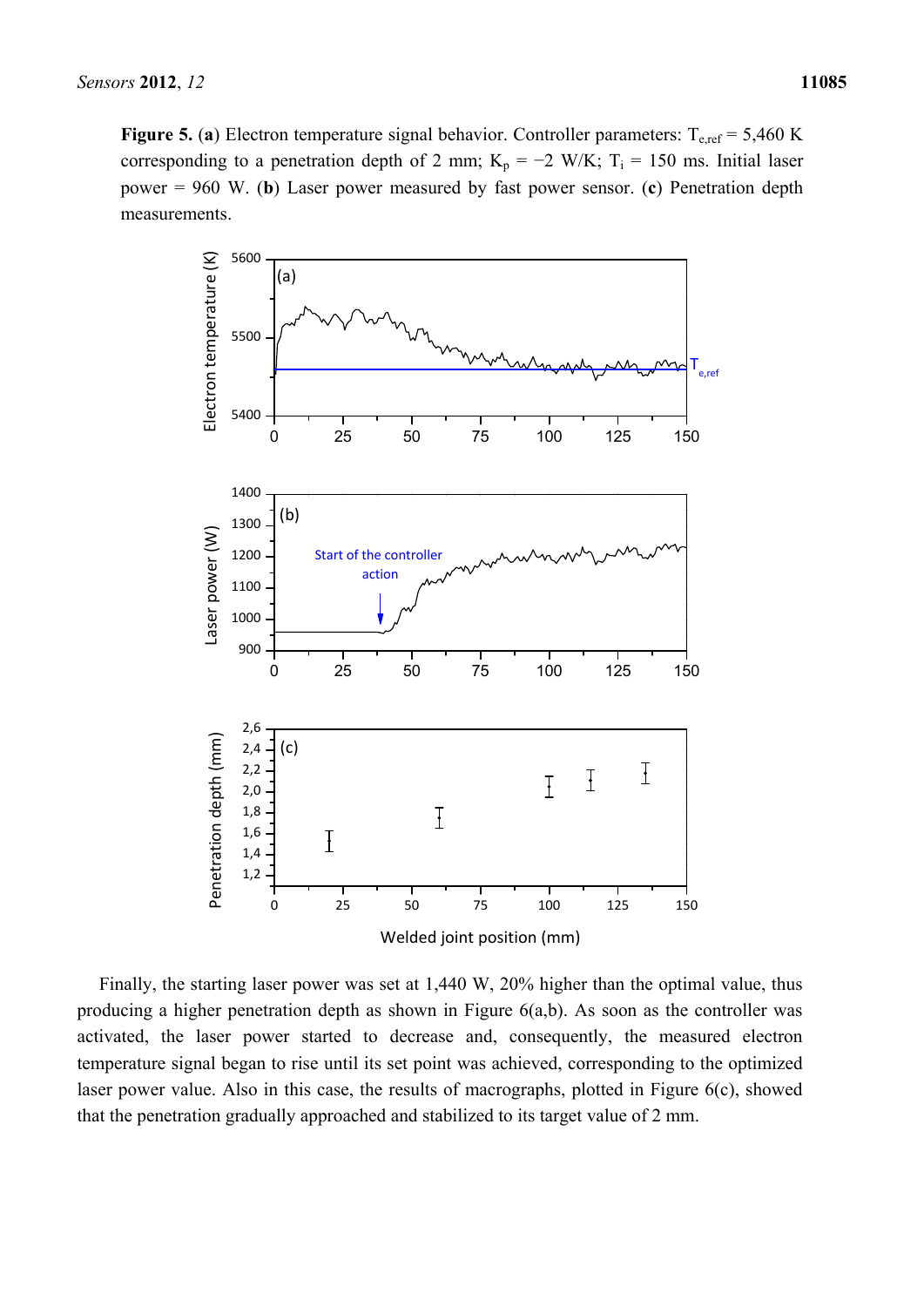**Figure 5.** (**a**) Electron temperature signal behavior. Controller parameters: $T_{e,ref}$ = 5,460 K corresponding to a penetration depth of 2 mm; $K_p$ = −2 W/K; $T_i$ = 150 ms. Initial laser power = 960 W. (**b**) Laser power measured by fast power sensor. (**c**) Penetration depth measurements.

Finally, the starting laser power was set at 1,440 W, 20% higher than the optimal value, thus producing a higher penetration depth as shown in Figure 6(a,b). As soon as the controller was activated, the laser power started to decrease and, consequently, the measured electron temperature signal began to rise until its set point was achieved, corresponding to the optimized laser power value. Also in this case, the results of macrographs, plotted in Figure 6(c), showed that the penetration gradually approached and stabilized to its target value of 2 mm.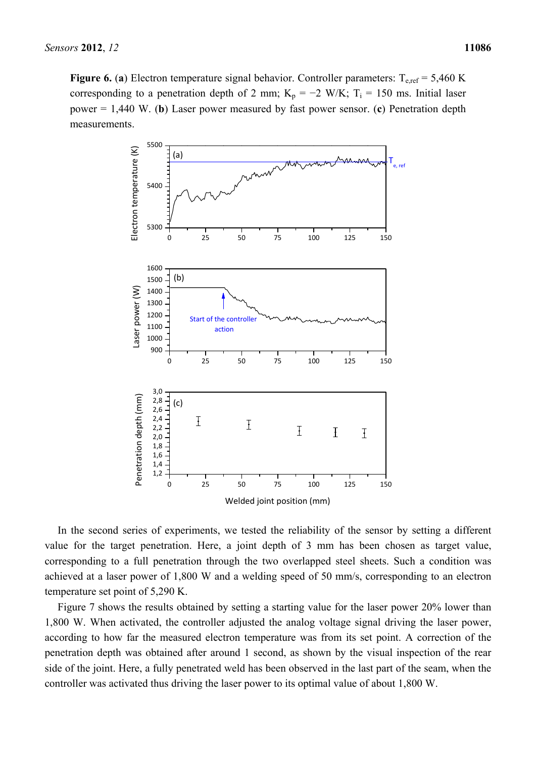**Figure 6.** (**a**) Electron temperature signal behavior. Controller parameters: $T_{e,ref}$ = 5,460 K corresponding to a penetration depth of 2 mm; $K_p$ = −2 W/K; $T_i$ = 150 ms. Initial laser power = 1,440 W. (**b**) Laser power measured by fast power sensor. (**c**) Penetration depth measurements.

In the second series of experiments, we tested the reliability of the sensor by setting a different value for the target penetration. Here, a joint depth of 3 mm has been chosen as target value, corresponding to a full penetration through the two overlapped steel sheets. Such a condition was achieved at a laser power of 1,800 W and a welding speed of 50 mm/s, corresponding to an electron temperature set point of 5,290 K.

Figure 7 shows the results obtained by setting a starting value for the laser power 20% lower than 1,800 W. When activated, the controller adjusted the analog voltage signal driving the laser power, according to how far the measured electron temperature was from its set point. A correction of the penetration depth was obtained after around 1 second, as shown by the visual inspection of the rear side of the joint. Here, a fully penetrated weld has been observed in the last part of the seam, when the controller was activated thus driving the laser power to its optimal value of about 1,800 W.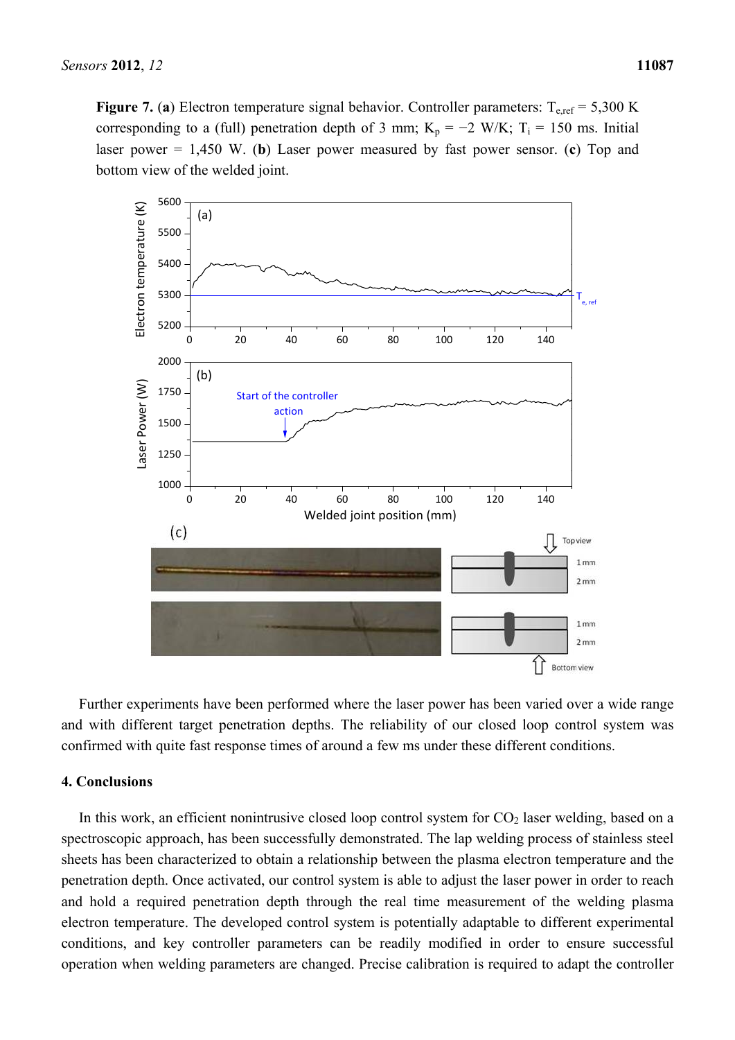**Figure 7.** (**a**) Electron temperature signal behavior. Controller parameters: $T_{e,ref}$ = 5,300 K corresponding to a (full) penetration depth of 3 mm; $K_p$ = −2 W/K; $T_i$ = 150 ms. Initial laser power = 1,450 W. (**b**) Laser power measured by fast power sensor. (**c**) Top and bottom view of the welded joint.

Further experiments have been performed where the laser power has been varied over a wide range and with different target penetration depths. The reliability of our closed loop control system was confirmed with quite fast response times of around a few ms under these different conditions.

## 4. Conclusions

In this work, an efficient nonintrusive closed loop control system for $CO_2$ laser welding, based on a spectroscopic approach, has been successfully demonstrated. The lap welding process of stainless steel sheets has been characterized to obtain a relationship between the plasma electron temperature and the penetration depth. Once activated, our control system is able to adjust the laser power in order to reach and hold a required penetration depth through the real time measurement of the welding plasma electron temperature. The developed control system is potentially adaptable to different experimental conditions, and key controller parameters can be readily modified in order to ensure successful operation when welding parameters are changed. Precise calibration is required to adapt the controller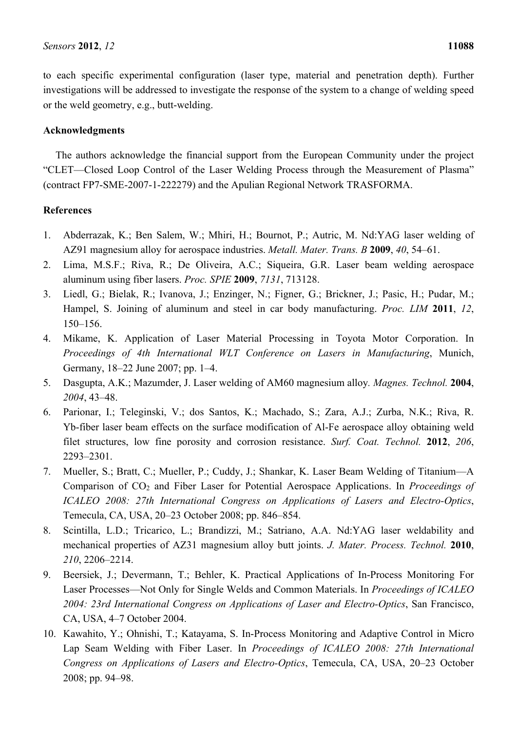to each specific experimental configuration (laser type, material and penetration depth). Further investigations will be addressed to investigate the response of the system to a change of welding speed or the weld geometry, e.g., butt-welding.

## Acknowledgments

The authors acknowledge the financial support from the European Community under the project "CLET—Closed Loop Control of the Laser Welding Process through the Measurement of Plasma" (contract FP7-SME-2007-1-222279) and the Apulian Regional Network TRASFORMA.

## References

1. Abderrazak, K.; Ben Salem, W.; Mhiri, H.; Bournot, P.; Autric, M. Nd:YAG laser welding of AZ91 magnesium alloy for aerospace industries. *Metall. Mater. Trans. B* **2009**, *40*, 54–61.
2. Lima, M.S.F.; Riva, R.; De Oliveira, A.C.; Siqueira, G.R. Laser beam welding aerospace aluminum using fiber lasers. *Proc. SPIE* **2009**, *7131*, 713128.
3. Liedl, G.; Bielak, R.; Ivanova, J.; Enzinger, N.; Figner, G.; Brickner, J.; Pasic, H.; Pudar, M.; Hampel, S. Joining of aluminum and steel in car body manufacturing. *Proc. LIM* **2011**, *12*, 150–156.
4. Mikame, K. Application of Laser Material Processing in Toyota Motor Corporation. In *Proceedings of 4th International WLT Conference on Lasers in Manufacturing*, Munich, Germany, 18–22 June 2007; pp. 1–4.
5. Dasgupta, A.K.; Mazumder, J. Laser welding of AM60 magnesium alloy. *Magnes. Technol.* **2004**, *2004*, 43–48.
6. Parionar, I.; Teleginski, V.; dos Santos, K.; Machado, S.; Zara, A.J.; Zurba, N.K.; Riva, R. Yb-fiber laser beam effects on the surface modification of Al-Fe aerospace alloy obtaining weld filet structures, low fine porosity and corrosion resistance. *Surf. Coat. Technol.* **2012**, *206*, 2293–2301.
7. Mueller, S.; Bratt, C.; Mueller, P.; Cuddy, J.; Shankar, K. Laser Beam Welding of Titanium—A Comparison of $CO_2$ and Fiber Laser for Potential Aerospace Applications. In *Proceedings of ICALEO 2008: 27th International Congress on Applications of Lasers and Electro-Optics*, Temecula, CA, USA, 20–23 October 2008; pp. 846–854.
8. Scintilla, L.D.; Tricarico, L.; Brandizzi, M.; Satriano, A.A. Nd:YAG laser weldability and mechanical properties of AZ31 magnesium alloy butt joints. *J. Mater. Process. Technol.* **2010**, *210*, 2206–2214.
9. Beersiek, J.; Devermann, T.; Behler, K. Practical Applications of In-Process Monitoring For Laser Processes—Not Only for Single Welds and Common Materials. In *Proceedings of ICALEO 2004: 23rd International Congress on Applications of Laser and Electro-Optics*, San Francisco, CA, USA, 4–7 October 2004.
10. Kawahito, Y.; Ohnishi, T.; Katayama, S. In-Process Monitoring and Adaptive Control in Micro Lap Seam Welding with Fiber Laser. In *Proceedings of ICALEO 2008: 27th International Congress on Applications of Lasers and Electro-Optics*, Temecula, CA, USA, 20–23 October 2008; pp. 94–98.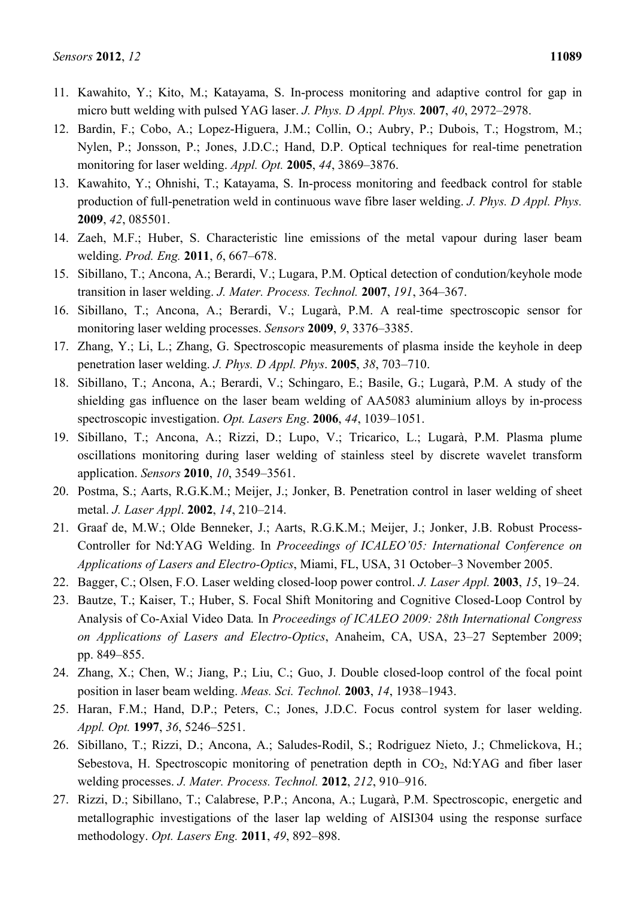11. Kawahito, Y.; Kito, M.; Katayama, S. In-process monitoring and adaptive control for gap in micro butt welding with pulsed YAG laser. *J. Phys. D Appl. Phys.* **2007**, *40*, 2972–2978.
12. Bardin, F.; Cobo, A.; Lopez-Higuera, J.M.; Collin, O.; Aubry, P.; Dubois, T.; Hogstrom, M.; Nylen, P.; Jonsson, P.; Jones, J.D.C.; Hand, D.P. Optical techniques for real-time penetration monitoring for laser welding. *Appl. Opt.* **2005**, *44*, 3869–3876.
13. Kawahito, Y.; Ohnishi, T.; Katayama, S. In-process monitoring and feedback control for stable production of full-penetration weld in continuous wave fibre laser welding. *J. Phys. D Appl. Phys.* **2009**, *42*, 085501.
14. Zaeh, M.F.; Huber, S. Characteristic line emissions of the metal vapour during laser beam welding. *Prod. Eng.* **2011**, *6*, 667–678.
15. Sibillano, T.; Ancona, A.; Berardi, V.; Lugara, P.M. Optical detection of condution/keyhole mode transition in laser welding. *J. Mater. Process. Technol.* **2007**, *191*, 364–367.
16. Sibillano, T.; Ancona, A.; Berardi, V.; Lugarà, P.M. A real-time spectroscopic sensor for monitoring laser welding processes. *Sensors* **2009**, *9*, 3376–3385.
17. Zhang, Y.; Li, L.; Zhang, G. Spectroscopic measurements of plasma inside the keyhole in deep penetration laser welding. *J. Phys. D Appl. Phys*. **2005**, *38*, 703–710.
18. Sibillano, T.; Ancona, A.; Berardi, V.; Schingaro, E.; Basile, G.; Lugarà, P.M. A study of the shielding gas influence on the laser beam welding of AA5083 aluminium alloys by in-process spectroscopic investigation. *Opt. Lasers Eng*. **2006**, *44*, 1039–1051.
19. Sibillano, T.; Ancona, A.; Rizzi, D.; Lupo, V.; Tricarico, L.; Lugarà, P.M. Plasma plume oscillations monitoring during laser welding of stainless steel by discrete wavelet transform application. *Sensors* **2010**, *10*, 3549–3561.
20. Postma, S.; Aarts, R.G.K.M.; Meijer, J.; Jonker, B. Penetration control in laser welding of sheet metal. *J. Laser Appl*. **2002**, *14*, 210–214.
21. Graaf de, M.W.; Olde Benneker, J.; Aarts, R.G.K.M.; Meijer, J.; Jonker, J.B. Robust Process-Controller for Nd:YAG Welding. In *Proceedings of ICALEO'05: International Conference on Applications of Lasers and Electro-Optics*, Miami, FL, USA, 31 October–3 November 2005.
22. Bagger, C.; Olsen, F.O. Laser welding closed-loop power control. *J. Laser Appl.* **2003**, *15*, 19–24.
23. Bautze, T.; Kaiser, T.; Huber, S. Focal Shift Monitoring and Cognitive Closed-Loop Control by Analysis of Co-Axial Video Data*.* In *Proceedings of ICALEO 2009: 28th International Congress on Applications of Lasers and Electro-Optics*, Anaheim, CA, USA, 23–27 September 2009; pp. 849–855.
24. Zhang, X.; Chen, W.; Jiang, P.; Liu, C.; Guo, J. Double closed-loop control of the focal point position in laser beam welding. *Meas. Sci. Technol.* **2003**, *14*, 1938–1943.
25. Haran, F.M.; Hand, D.P.; Peters, C.; Jones, J.D.C. Focus control system for laser welding. *Appl. Opt.* **1997**, *36*, 5246–5251.
26. Sibillano, T.; Rizzi, D.; Ancona, A.; Saludes-Rodil, S.; Rodriguez Nieto, J.; Chmelickova, H.; Sebestova, H. Spectroscopic monitoring of penetration depth in $CO_2$, Nd:YAG and fiber laser welding processes. *J. Mater. Process. Technol.* **2012**, *212*, 910–916.
27. Rizzi, D.; Sibillano, T.; Calabrese, P.P.; Ancona, A.; Lugarà, P.M. Spectroscopic, energetic and metallographic investigations of the laser lap welding of AISI304 using the response surface methodology. *Opt. Lasers Eng.* **2011**, *49*, 892–898.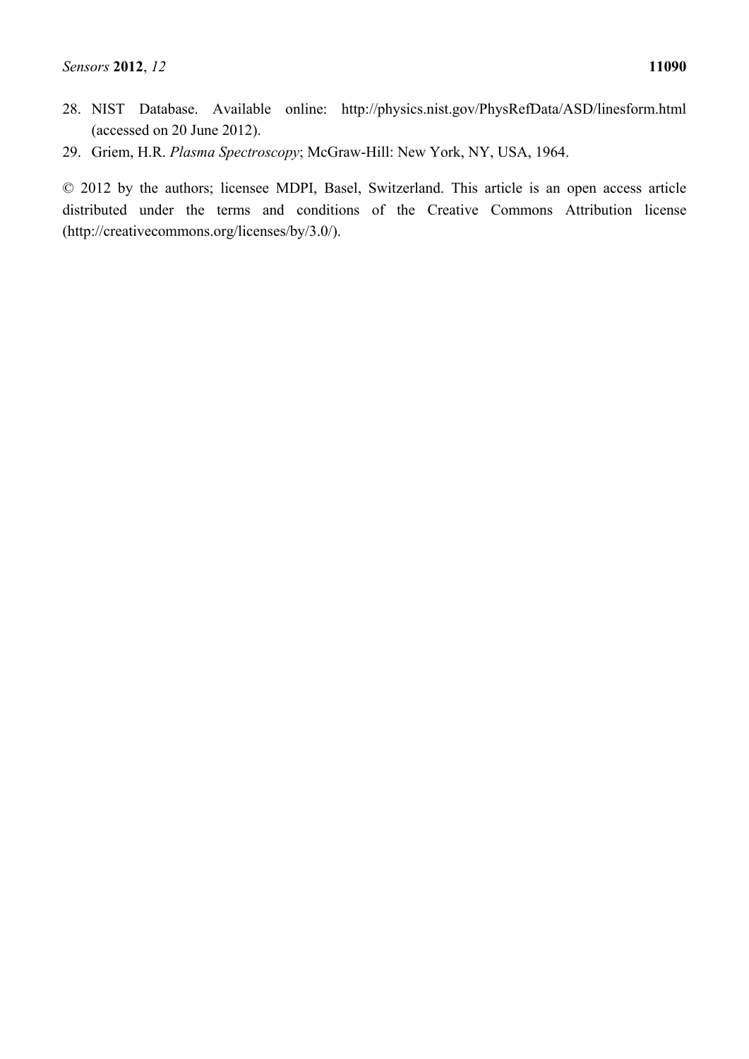28. NIST Database. Available online: http://physics.nist.gov/PhysRefData/ASD/linesform.html (accessed on 20 June 2012).
29. Griem, H.R. *Plasma Spectroscopy*; McGraw-Hill: New York, NY, USA, 1964.

© 2012 by the authors; licensee MDPI, Basel, Switzerland. This article is an open access article distributed under the terms and conditions of the Creative Commons Attribution license (http://creativecommons.org/licenses/by/3.0/).